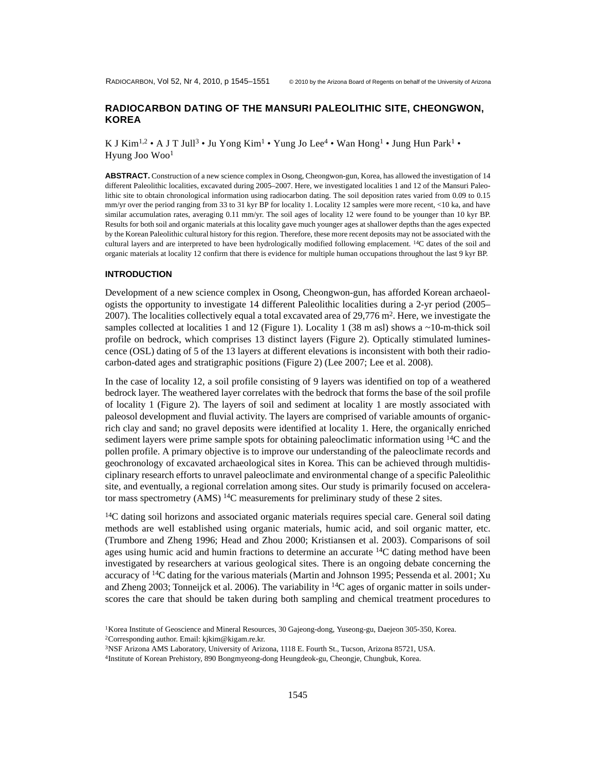# RADIOCARBON DATING OF THE MANSURI PALEOLITHIC SITE, CHEONGWON, KOREA

K J Kim[1,2] • A J T Jull[3] • Ju Yong Kim[1] • Yung Jo Lee[4] • Wan Hong[1] • Jung Hun Park[1] • Hyung Joo Woo[1]

**ABSTRACT.** Construction of a new science complex in Osong, Cheongwon-gun, Korea, has allowed the investigation of 14 different Paleolithic localities, excavated during 2005–2007. Here, we investigated localities 1 and 12 of the Mansuri Paleolithic site to obtain chronological information using radiocarbon dating. The soil deposition rates varied from 0.09 to 0.15 mm/yr over the period ranging from 33 to 31 kyr BP for locality 1. Locality 12 samples were more recent, <10 ka, and have similar accumulation rates, averaging 0.11 mm/yr. The soil ages of locality 12 were found to be younger than 10 kyr BP. Results for both soil and organic materials at this locality gave much younger ages at shallower depths than the ages expected by the Korean Paleolithic cultural history for this region. Therefore, these more recent deposits may not be associated with the cultural layers and are interpreted to have been hydrologically modified following emplacement. $^{14}$C dates of the soil and organic materials at locality 12 confirm that there is evidence for multiple human occupations throughout the last 9 kyr BP.

## INTRODUCTION

Development of a new science complex in Osong, Cheongwon-gun, has afforded Korean archaeologists the opportunity to investigate 14 different Paleolithic localities during a 2-yr period (2005–2007). The localities collectively equal a total excavated area of 29,776 m$^2$. Here, we investigate the samples collected at localities 1 and 12 (Figure 1). Locality 1 (38 m asl) shows a ~10-m-thick soil profile on bedrock, which comprises 13 distinct layers (Figure 2). Optically stimulated luminescence (OSL) dating of 5 of the 13 layers at different elevations is inconsistent with both their radiocarbon-dated ages and stratigraphic positions (Figure 2) (Lee 2007; Lee et al. 2008).

In the case of locality 12, a soil profile consisting of 9 layers was identified on top of a weathered bedrock layer. The weathered layer correlates with the bedrock that forms the base of the soil profile of locality 1 (Figure 2). The layers of soil and sediment at locality 1 are mostly associated with paleosol development and fluvial activity. The layers are comprised of variable amounts of organic-rich clay and sand; no gravel deposits were identified at locality 1. Here, the organically enriched sediment layers were prime sample spots for obtaining paleoclimatic information using $^{14}$C and the pollen profile. A primary objective is to improve our understanding of the paleoclimate records and geochronology of excavated archaeological sites in Korea. This can be achieved through multidisciplinary research efforts to unravel paleoclimate and environmental change of a specific Paleolithic site, and eventually, a regional correlation among sites. Our study is primarily focused on accelerator mass spectrometry (AMS) $^{14}$C measurements for preliminary study of these 2 sites.

$^{14}$C dating soil horizons and associated organic materials requires special care. General soil dating methods are well established using organic materials, humic acid, and soil organic matter, etc. (Trumbore and Zheng 1996; Head and Zhou 2000; Kristiansen et al. 2003). Comparisons of soil ages using humic acid and humin fractions to determine an accurate $^{14}$C dating method have been investigated by researchers at various geological sites. There is an ongoing debate concerning the accuracy of $^{14}$C dating for the various materials (Martin and Johnson 1995; Pessenda et al. 2001; Xu and Zheng 2003; Tonneijck et al. 2006). The variability in $^{14}$C ages of organic matter in soils underscores the care that should be taken during both sampling and chemical treatment procedures to

[1]Korea Institute of Geoscience and Mineral Resources, 30 Gajeong-dong, Yuseong-gu, Daejeon 305-350, Korea.
[2]Corresponding author. Email: kjkim@kigam.re.kr.
[3]NSF Arizona AMS Laboratory, University of Arizona, 1118 E. Fourth St., Tucson, Arizona 85721, USA.
[4]Institute of Korean Prehistory, 890 Bongmyeong-dong Heungdeok-gu, Cheongje, Chungbuk, Korea.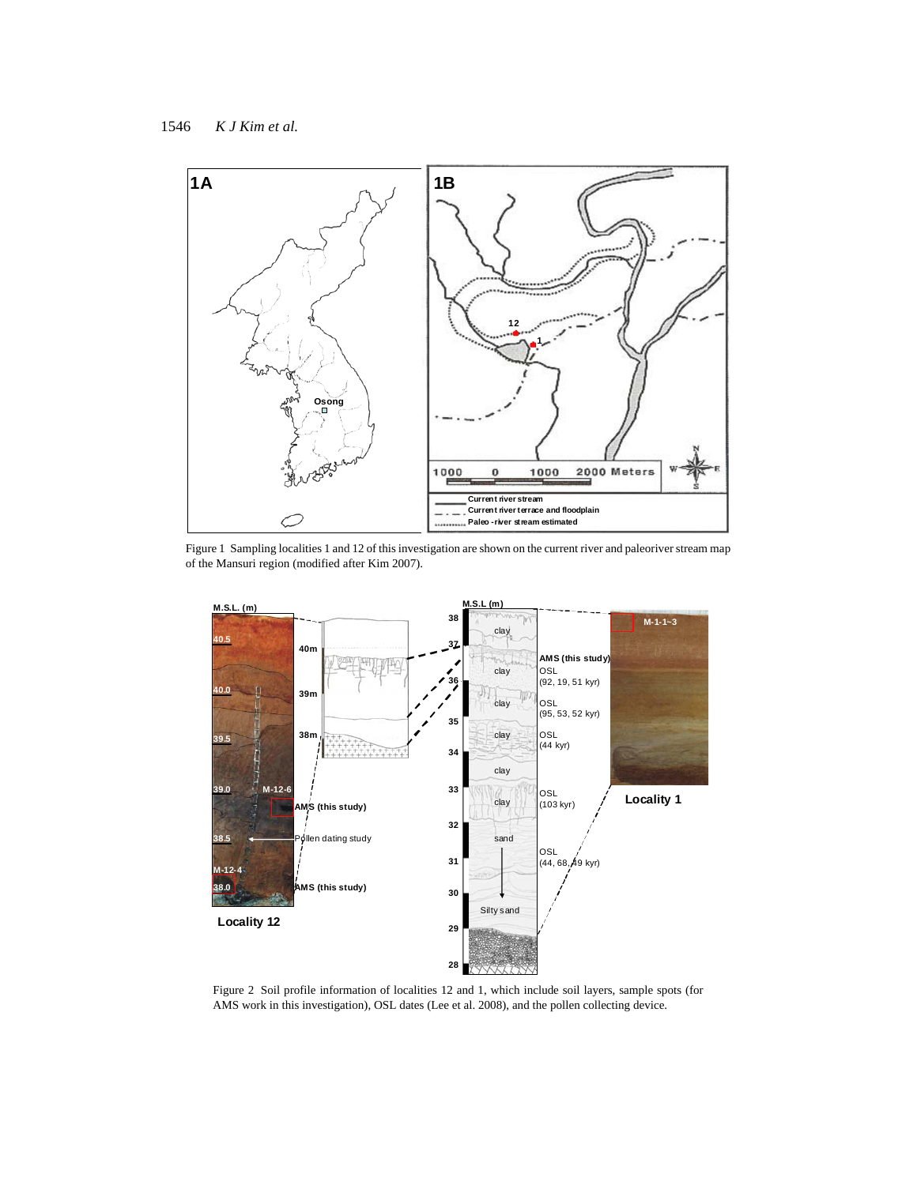Figure 1 Sampling localities 1 and 12 of this investigation are shown on the current river and paleoriver stream map of the Mansuri region (modified after Kim 2007).

Figure 2 Soil profile information of localities 12 and 1, which include soil layers, sample spots (for AMS work in this investigation), OSL dates (Lee et al. 2008), and the pollen collecting device.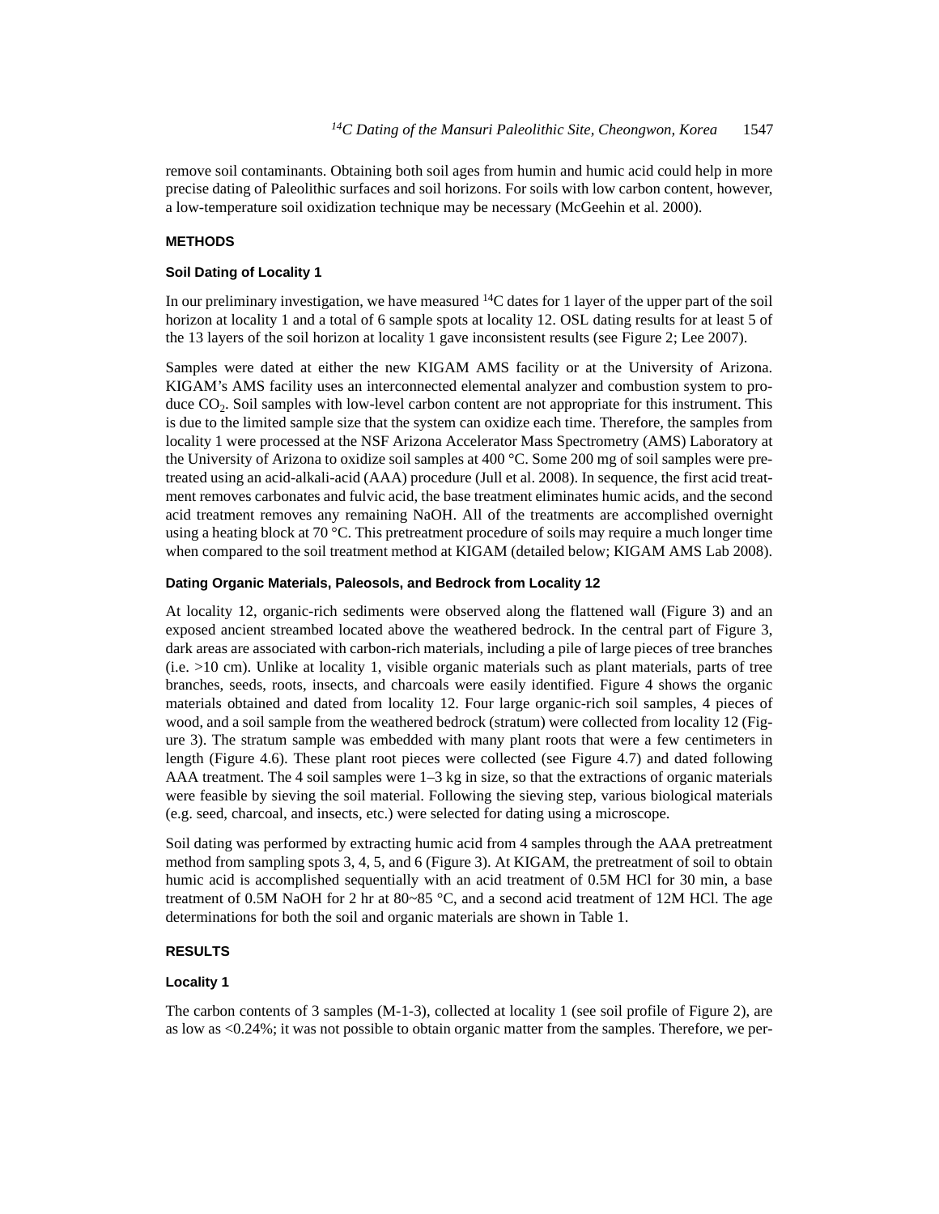remove soil contaminants. Obtaining both soil ages from humin and humic acid could help in more precise dating of Paleolithic surfaces and soil horizons. For soils with low carbon content, however, a low-temperature soil oxidization technique may be necessary (McGeehin et al. 2000).

## METHODS

### Soil Dating of Locality 1

In our preliminary investigation, we have measured $^{14}$C dates for 1 layer of the upper part of the soil horizon at locality 1 and a total of 6 sample spots at locality 12. OSL dating results for at least 5 of the 13 layers of the soil horizon at locality 1 gave inconsistent results (see Figure 2; Lee 2007).

Samples were dated at either the new KIGAM AMS facility or at the University of Arizona. KIGAM's AMS facility uses an interconnected elemental analyzer and combustion system to produce $CO_2$. Soil samples with low-level carbon content are not appropriate for this instrument. This is due to the limited sample size that the system can oxidize each time. Therefore, the samples from locality 1 were processed at the NSF Arizona Accelerator Mass Spectrometry (AMS) Laboratory at the University of Arizona to oxidize soil samples at 400 °C. Some 200 mg of soil samples were pretreated using an acid-alkali-acid (AAA) procedure (Jull et al. 2008). In sequence, the first acid treatment removes carbonates and fulvic acid, the base treatment eliminates humic acids, and the second acid treatment removes any remaining NaOH. All of the treatments are accomplished overnight using a heating block at 70 °C. This pretreatment procedure of soils may require a much longer time when compared to the soil treatment method at KIGAM (detailed below; KIGAM AMS Lab 2008).

### Dating Organic Materials, Paleosols, and Bedrock from Locality 12

At locality 12, organic-rich sediments were observed along the flattened wall (Figure 3) and an exposed ancient streambed located above the weathered bedrock. In the central part of Figure 3, dark areas are associated with carbon-rich materials, including a pile of large pieces of tree branches (i.e. >10 cm). Unlike at locality 1, visible organic materials such as plant materials, parts of tree branches, seeds, roots, insects, and charcoals were easily identified. Figure 4 shows the organic materials obtained and dated from locality 12. Four large organic-rich soil samples, 4 pieces of wood, and a soil sample from the weathered bedrock (stratum) were collected from locality 12 (Figure 3). The stratum sample was embedded with many plant roots that were a few centimeters in length (Figure 4.6). These plant root pieces were collected (see Figure 4.7) and dated following AAA treatment. The 4 soil samples were 1–3 kg in size, so that the extractions of organic materials were feasible by sieving the soil material. Following the sieving step, various biological materials (e.g. seed, charcoal, and insects, etc.) were selected for dating using a microscope.

Soil dating was performed by extracting humic acid from 4 samples through the AAA pretreatment method from sampling spots 3, 4, 5, and 6 (Figure 3). At KIGAM, the pretreatment of soil to obtain humic acid is accomplished sequentially with an acid treatment of 0.5M HCl for 30 min, a base treatment of 0.5M NaOH for 2 hr at 80~85 °C, and a second acid treatment of 12M HCl. The age determinations for both the soil and organic materials are shown in Table 1.

## RESULTS

### Locality 1

The carbon contents of 3 samples (M-1-3), collected at locality 1 (see soil profile of Figure 2), are as low as <0.24%; it was not possible to obtain organic matter from the samples. Therefore, we per-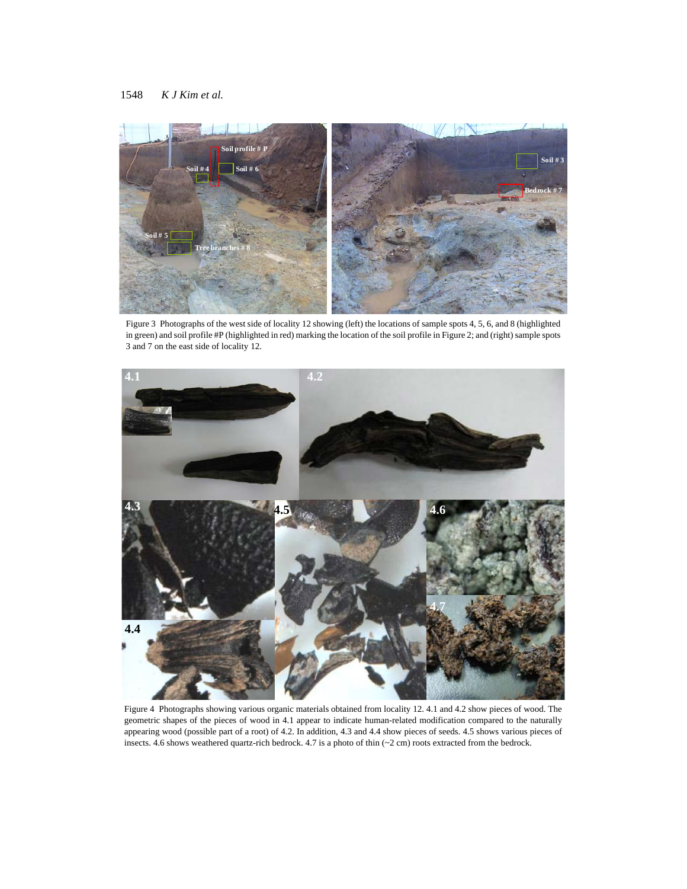Figure 3 Photographs of the west side of locality 12 showing (left) the locations of sample spots 4, 5, 6, and 8 (highlighted in green) and soil profile #P (highlighted in red) marking the location of the soil profile in Figure 2; and (right) sample spots 3 and 7 on the east side of locality 12.

Figure 4 Photographs showing various organic materials obtained from locality 12. 4.1 and 4.2 show pieces of wood. The geometric shapes of the pieces of wood in 4.1 appear to indicate human-related modification compared to the naturally appearing wood (possible part of a root) of 4.2. In addition, 4.3 and 4.4 show pieces of seeds. 4.5 shows various pieces of insects. 4.6 shows weathered quartz-rich bedrock. 4.7 is a photo of thin (~2 cm) roots extracted from the bedrock.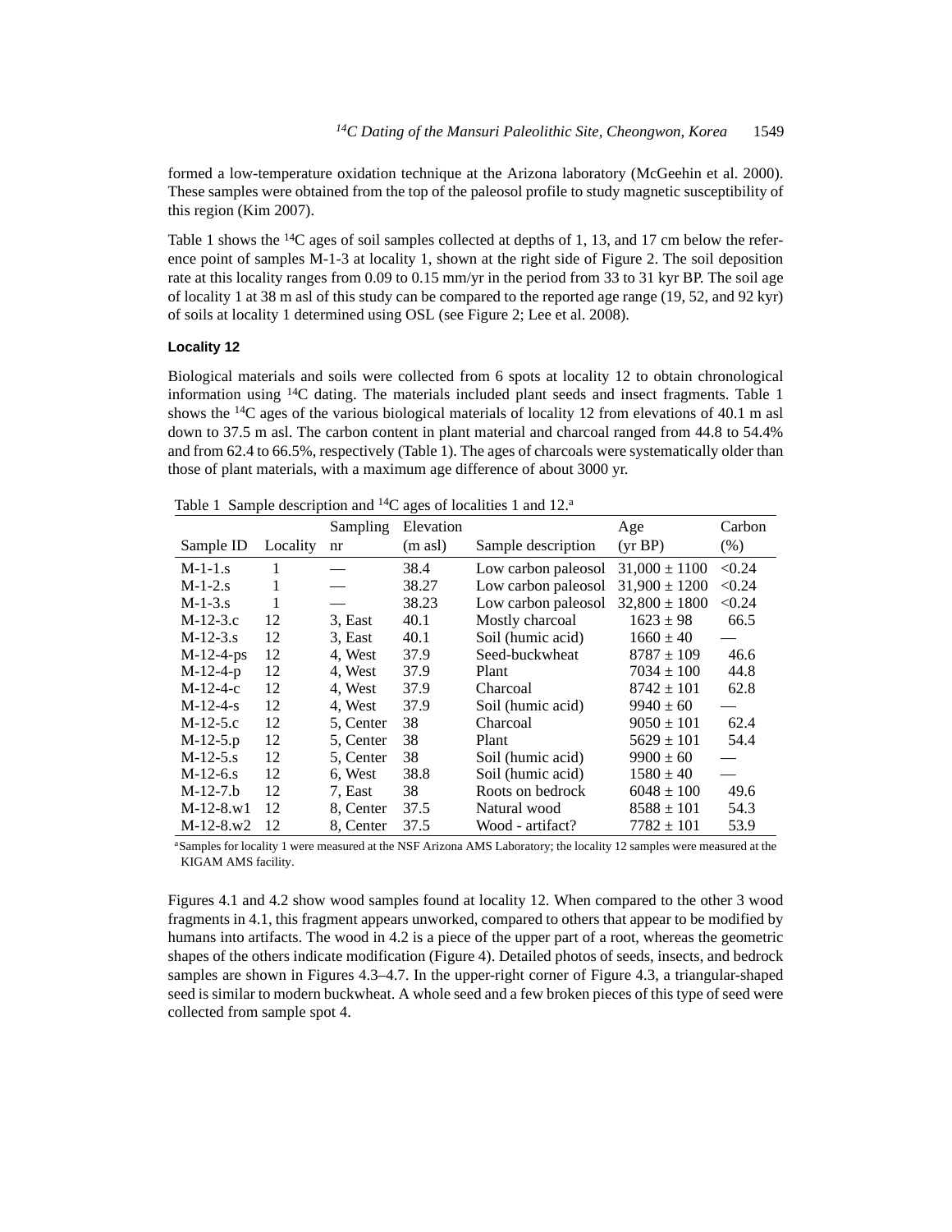formed a low-temperature oxidation technique at the Arizona laboratory (McGeehin et al. 2000). These samples were obtained from the top of the paleosol profile to study magnetic susceptibility of this region (Kim 2007).

Table 1 shows the $^{14}C$ ages of soil samples collected at depths of 1, 13, and 17 cm below the reference point of samples M-1-3 at locality 1, shown at the right side of Figure 2. The soil deposition rate at this locality ranges from 0.09 to 0.15 mm/yr in the period from 33 to 31 kyr BP. The soil age of locality 1 at 38 m asl of this study can be compared to the reported age range (19, 52, and 92 kyr) of soils at locality 1 determined using OSL (see Figure 2; Lee et al. 2008).

#### Locality 12

Biological materials and soils were collected from 6 spots at locality 12 to obtain chronological information using $^{14}C$ dating. The materials included plant seeds and insect fragments. Table 1 shows the $^{14}C$ ages of the various biological materials of locality 12 from elevations of 40.1 m asl down to 37.5 m asl. The carbon content in plant material and charcoal ranged from 44.8 to 54.4% and from 62.4 to 66.5%, respectively (Table 1). The ages of charcoals were systematically older than those of plant materials, with a maximum age difference of about 3000 yr.

Table 1 Sample description and $^{14}C$ ages of localities 1 and 12.[a]

| Sample ID | Locality | Sampling nr | Elevation (m asl) | Sample description | Age (yr BP) | Carbon (%) |
|---|---|---|---|---|---|---|
| M-1-1.s | 1 | — | 38.4 | Low carbon paleosol | 31,000 ± 1100 | <0.24 |
| M-1-2.s | 1 | — | 38.27 | Low carbon paleosol | 31,900 ± 1200 | <0.24 |
| M-1-3.s | 1 | — | 38.23 | Low carbon paleosol | 32,800 ± 1800 | <0.24 |
| M-12-3.c | 12 | 3, East | 40.1 | Mostly charcoal | 1623 ± 98 | 66.5 |
| M-12-3.s | 12 | 3, East | 40.1 | Soil (humic acid) | 1660 ± 40 | — |
| M-12-4-ps | 12 | 4, West | 37.9 | Seed-buckwheat | 8787 ± 109 | 46.6 |
| M-12-4-p | 12 | 4, West | 37.9 | Plant | 7034 ± 100 | 44.8 |
| M-12-4-c | 12 | 4, West | 37.9 | Charcoal | 8742 ± 101 | 62.8 |
| M-12-4-s | 12 | 4, West | 37.9 | Soil (humic acid) | 9940 ± 60 | — |
| M-12-5.c | 12 | 5, Center | 38 | Charcoal | 9050 ± 101 | 62.4 |
| M-12-5.p | 12 | 5, Center | 38 | Plant | 5629 ± 101 | 54.4 |
| M-12-5.s | 12 | 5, Center | 38 | Soil (humic acid) | 9900 ± 60 | — |
| M-12-6.s | 12 | 6, West | 38.8 | Soil (humic acid) | 1580 ± 40 | — |
| M-12-7.b | 12 | 7, East | 38 | Roots on bedrock | 6048 ± 100 | 49.6 |
| M-12-8.w1 | 12 | 8, Center | 37.5 | Natural wood | 8588 ± 101 | 54.3 |
| M-12-8.w2 | 12 | 8, Center | 37.5 | Wood - artifact? | 7782 ± 101 | 53.9 |

[a]Samples for locality 1 were measured at the NSF Arizona AMS Laboratory; the locality 12 samples were measured at the KIGAM AMS facility.

Figures 4.1 and 4.2 show wood samples found at locality 12. When compared to the other 3 wood fragments in 4.1, this fragment appears unworked, compared to others that appear to be modified by humans into artifacts. The wood in 4.2 is a piece of the upper part of a root, whereas the geometric shapes of the others indicate modification (Figure 4). Detailed photos of seeds, insects, and bedrock samples are shown in Figures 4.3–4.7. In the upper-right corner of Figure 4.3, a triangular-shaped seed is similar to modern buckwheat. A whole seed and a few broken pieces of this type of seed were collected from sample spot 4.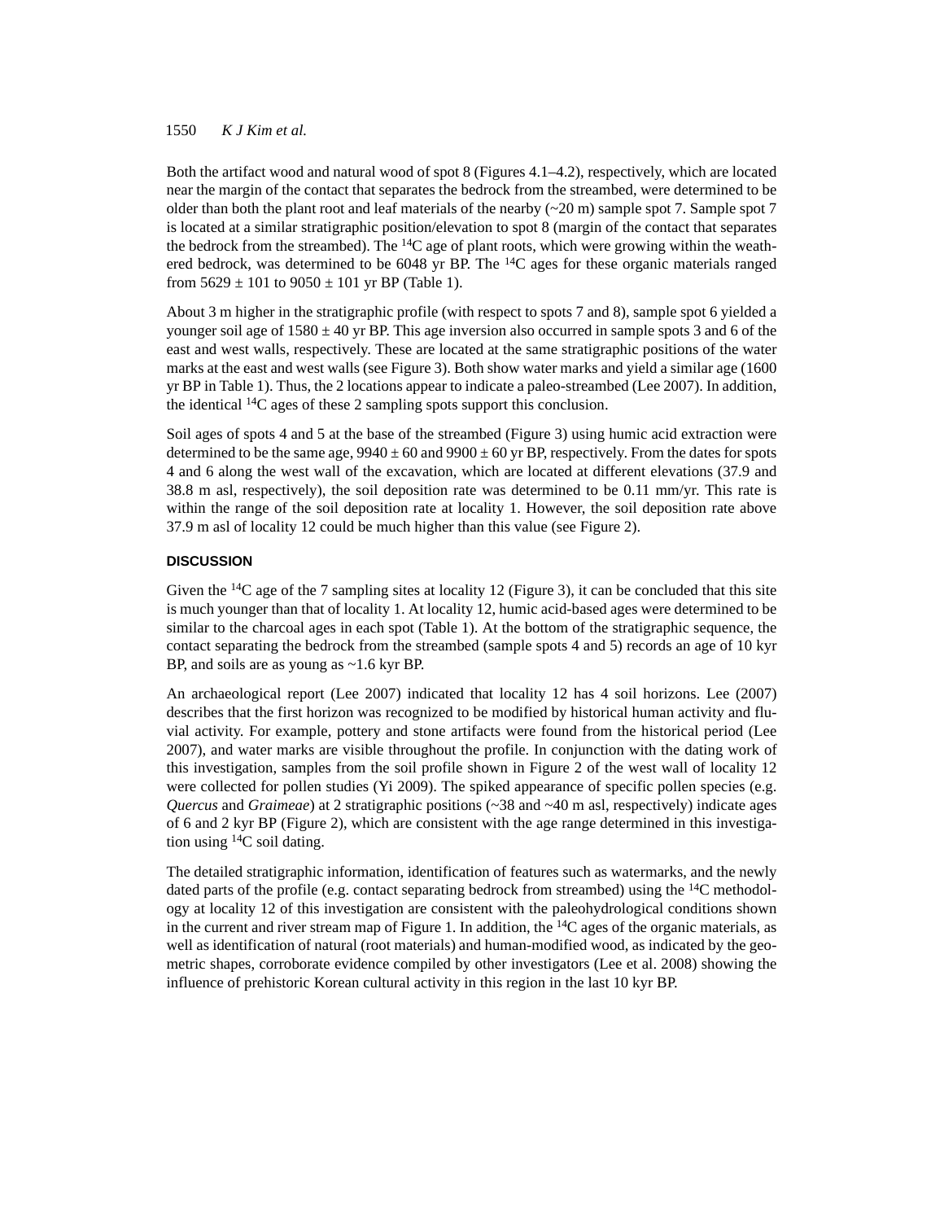Both the artifact wood and natural wood of spot 8 (Figures 4.1–4.2), respectively, which are located near the margin of the contact that separates the bedrock from the streambed, were determined to be older than both the plant root and leaf materials of the nearby (~20 m) sample spot 7. Sample spot 7 is located at a similar stratigraphic position/elevation to spot 8 (margin of the contact that separates the bedrock from the streambed). The $^{14}C$ age of plant roots, which were growing within the weathered bedrock, was determined to be 6048 yr BP. The $^{14}C$ ages for these organic materials ranged from 5629 ± 101 to 9050 ± 101 yr BP (Table 1).

About 3 m higher in the stratigraphic profile (with respect to spots 7 and 8), sample spot 6 yielded a younger soil age of 1580 ± 40 yr BP. This age inversion also occurred in sample spots 3 and 6 of the east and west walls, respectively. These are located at the same stratigraphic positions of the water marks at the east and west walls (see Figure 3). Both show water marks and yield a similar age (1600 yr BP in Table 1). Thus, the 2 locations appear to indicate a paleo-streambed (Lee 2007). In addition, the identical $^{14}C$ ages of these 2 sampling spots support this conclusion.

Soil ages of spots 4 and 5 at the base of the streambed (Figure 3) using humic acid extraction were determined to be the same age, 9940 ± 60 and 9900 ± 60 yr BP, respectively. From the dates for spots 4 and 6 along the west wall of the excavation, which are located at different elevations (37.9 and 38.8 m asl, respectively), the soil deposition rate was determined to be 0.11 mm/yr. This rate is within the range of the soil deposition rate at locality 1. However, the soil deposition rate above 37.9 m asl of locality 12 could be much higher than this value (see Figure 2).

## DISCUSSION

Given the $^{14}C$ age of the 7 sampling sites at locality 12 (Figure 3), it can be concluded that this site is much younger than that of locality 1. At locality 12, humic acid-based ages were determined to be similar to the charcoal ages in each spot (Table 1). At the bottom of the stratigraphic sequence, the contact separating the bedrock from the streambed (sample spots 4 and 5) records an age of 10 kyr BP, and soils are as young as ~1.6 kyr BP.

An archaeological report (Lee 2007) indicated that locality 12 has 4 soil horizons. Lee (2007) describes that the first horizon was recognized to be modified by historical human activity and fluvial activity. For example, pottery and stone artifacts were found from the historical period (Lee 2007), and water marks are visible throughout the profile. In conjunction with the dating work of this investigation, samples from the soil profile shown in Figure 2 of the west wall of locality 12 were collected for pollen studies (Yi 2009). The spiked appearance of specific pollen species (e.g. *Quercus* and *Graimeae*) at 2 stratigraphic positions (~38 and ~40 m asl, respectively) indicate ages of 6 and 2 kyr BP (Figure 2), which are consistent with the age range determined in this investigation using $^{14}C$ soil dating.

The detailed stratigraphic information, identification of features such as watermarks, and the newly dated parts of the profile (e.g. contact separating bedrock from streambed) using the $^{14}C$ methodology at locality 12 of this investigation are consistent with the paleohydrological conditions shown in the current and river stream map of Figure 1. In addition, the $^{14}C$ ages of the organic materials, as well as identification of natural (root materials) and human-modified wood, as indicated by the geometric shapes, corroborate evidence compiled by other investigators (Lee et al. 2008) showing the influence of prehistoric Korean cultural activity in this region in the last 10 kyr BP.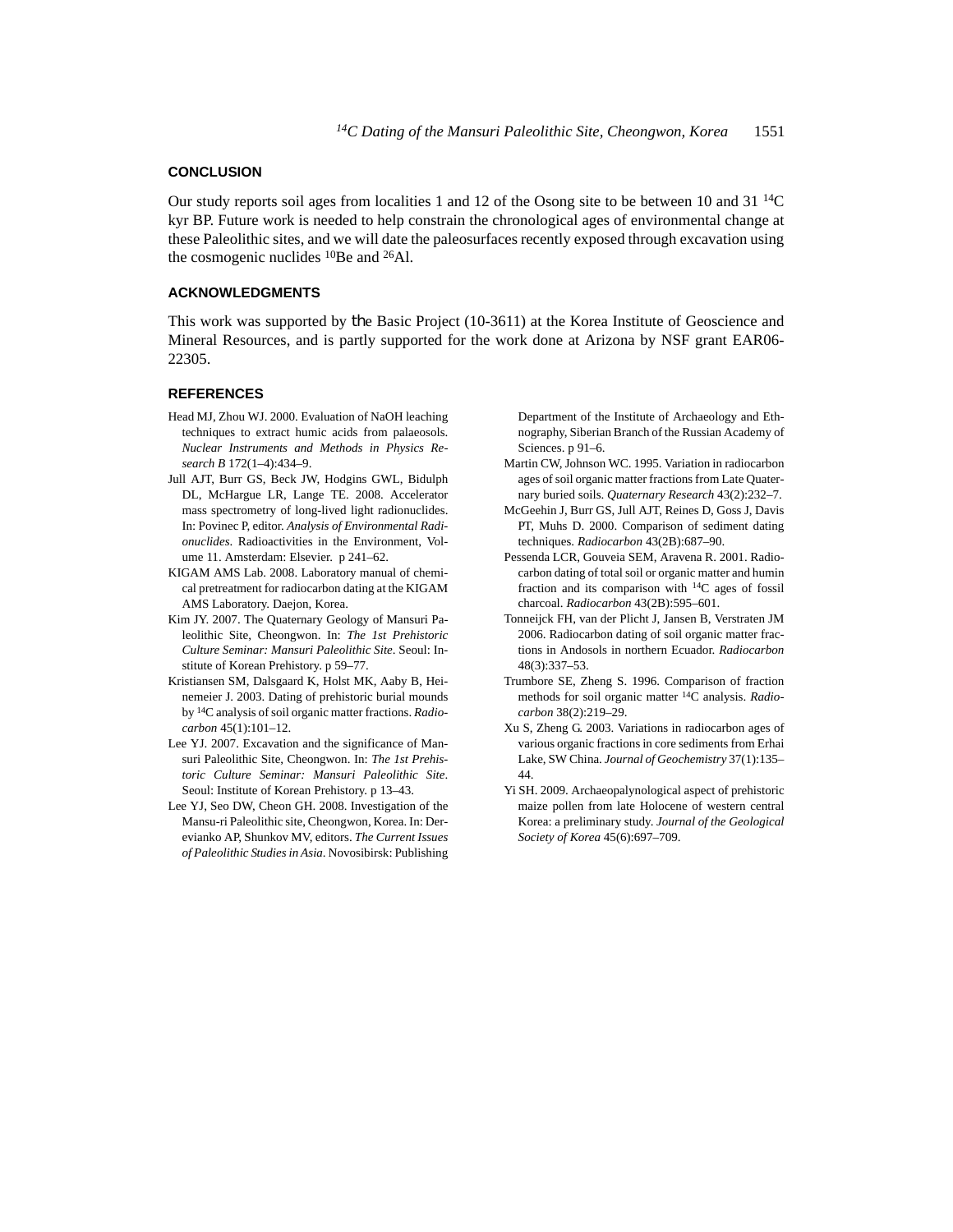## CONCLUSION

Our study reports soil ages from localities 1 and 12 of the Osong site to be between 10 and 31 $^{14}$C kyr BP. Future work is needed to help constrain the chronological ages of environmental change at these Paleolithic sites, and we will date the paleosurfaces recently exposed through excavation using the cosmogenic nuclides $^{10}$Be and $^{26}$Al.

## ACKNOWLEDGMENTS

This work was supported by the Basic Project (10-3611) at the Korea Institute of Geoscience and Mineral Resources, and is partly supported for the work done at Arizona by NSF grant EAR06-22305.

## REFERENCES

Head MJ, Zhou WJ. 2000. Evaluation of NaOH leaching techniques to extract humic acids from palaeosols. *Nuclear Instruments and Methods in Physics Research B* 172(1–4):434–9.

Jull AJT, Burr GS, Beck JW, Hodgins GWL, Bidulph DL, McHargue LR, Lange TE. 2008. Accelerator mass spectrometry of long-lived light radionuclides. In: Povinec P, editor. *Analysis of Environmental Radionuclides*. Radioactivities in the Environment, Volume 11. Amsterdam: Elsevier. p 241–62.

KIGAM AMS Lab. 2008. Laboratory manual of chemical pretreatment for radiocarbon dating at the KIGAM AMS Laboratory. Daejon, Korea.

Kim JY. 2007. The Quaternary Geology of Mansuri Paleolithic Site, Cheongwon. In: *The 1st Prehistoric Culture Seminar: Mansuri Paleolithic Site*. Seoul: Institute of Korean Prehistory. p 59–77.

Kristiansen SM, Dalsgaard K, Holst MK, Aaby B, Heinemeier J. 2003. Dating of prehistoric burial mounds by $^{14}$C analysis of soil organic matter fractions. *Radiocarbon* 45(1):101–12.

Lee YJ. 2007. Excavation and the significance of Mansuri Paleolithic Site, Cheongwon. In: *The 1st Prehistoric Culture Seminar: Mansuri Paleolithic Site*. Seoul: Institute of Korean Prehistory. p 13–43.

Lee YJ, Seo DW, Cheon GH. 2008. Investigation of the Mansu-ri Paleolithic site, Cheongwon, Korea. In: Derevianko AP, Shunkov MV, editors. *The Current Issues of Paleolithic Studies in Asia*. Novosibirsk: Publishing Department of the Institute of Archaeology and Ethnography, Siberian Branch of the Russian Academy of Sciences. p 91–6.

Martin CW, Johnson WC. 1995. Variation in radiocarbon ages of soil organic matter fractions from Late Quaternary buried soils. *Quaternary Research* 43(2):232–7.

McGeehin J, Burr GS, Jull AJT, Reines D, Goss J, Davis PT, Muhs D. 2000. Comparison of sediment dating techniques. *Radiocarbon* 43(2B):687–90.

Pessenda LCR, Gouveia SEM, Aravena R. 2001. Radiocarbon dating of total soil or organic matter and humin fraction and its comparison with $^{14}$C ages of fossil charcoal. *Radiocarbon* 43(2B):595–601.

Tonneijck FH, van der Plicht J, Jansen B, Verstraten JM 2006. Radiocarbon dating of soil organic matter fractions in Andosols in northern Ecuador. *Radiocarbon* 48(3):337–53.

Trumbore SE, Zheng S. 1996. Comparison of fraction methods for soil organic matter $^{14}$C analysis. *Radiocarbon* 38(2):219–29.

Xu S, Zheng G. 2003. Variations in radiocarbon ages of various organic fractions in core sediments from Erhai Lake, SW China. *Journal of Geochemistry* 37(1):135–44.

Yi SH. 2009. Archaeopalynological aspect of prehistoric maize pollen from late Holocene of western central Korea: a preliminary study. *Journal of the Geological Society of Korea* 45(6):697–709.